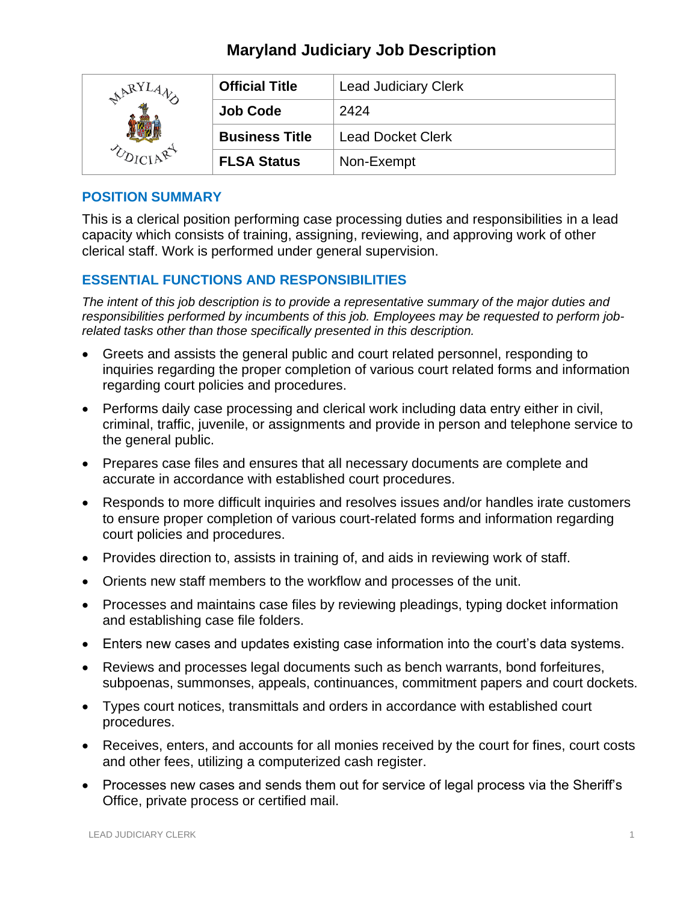# Maryland Judiciary Job Description

| | Official Title | Lead Judiciary Clerk |
|---|---|---|
| | Job Code | 2424 |
| | Business Title | Lead Docket Clerk |
| | FLSA Status | Non-Exempt |

## POSITION SUMMARY

This is a clerical position performing case processing duties and responsibilities in a lead capacity which consists of training, assigning, reviewing, and approving work of other clerical staff. Work is performed under general supervision.

## ESSENTIAL FUNCTIONS AND RESPONSIBILITIES

*The intent of this job description is to provide a representative summary of the major duties and responsibilities performed by incumbents of this job. Employees may be requested to perform job-related tasks other than those specifically presented in this description.*

- Greets and assists the general public and court related personnel, responding to inquiries regarding the proper completion of various court related forms and information regarding court policies and procedures.
- Performs daily case processing and clerical work including data entry either in civil, criminal, traffic, juvenile, or assignments and provide in person and telephone service to the general public.
- Prepares case files and ensures that all necessary documents are complete and accurate in accordance with established court procedures.
- Responds to more difficult inquiries and resolves issues and/or handles irate customers to ensure proper completion of various court-related forms and information regarding court policies and procedures.
- Provides direction to, assists in training of, and aids in reviewing work of staff.
- Orients new staff members to the workflow and processes of the unit.
- Processes and maintains case files by reviewing pleadings, typing docket information and establishing case file folders.
- Enters new cases and updates existing case information into the court's data systems.
- Reviews and processes legal documents such as bench warrants, bond forfeitures, subpoenas, summonses, appeals, continuances, commitment papers and court dockets.
- Types court notices, transmittals and orders in accordance with established court procedures.
- Receives, enters, and accounts for all monies received by the court for fines, court costs and other fees, utilizing a computerized cash register.
- Processes new cases and sends them out for service of legal process via the Sheriff's Office, private process or certified mail.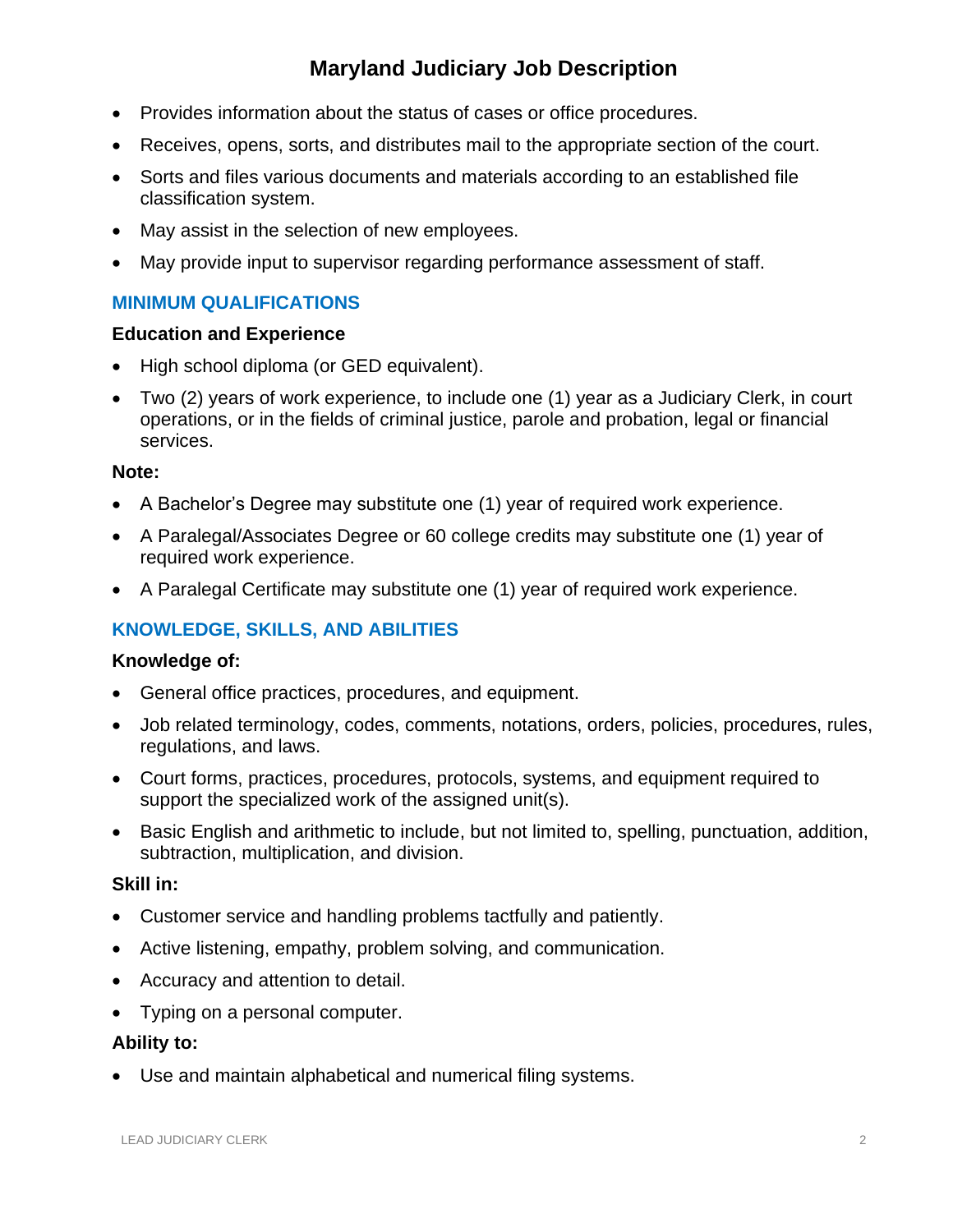- Provides information about the status of cases or office procedures.
- Receives, opens, sorts, and distributes mail to the appropriate section of the court.
- Sorts and files various documents and materials according to an established file classification system.
- May assist in the selection of new employees.
- May provide input to supervisor regarding performance assessment of staff.

## MINIMUM QUALIFICATIONS

### Education and Experience

- High school diploma (or GED equivalent).
- Two (2) years of work experience, to include one (1) year as a Judiciary Clerk, in court operations, or in the fields of criminal justice, parole and probation, legal or financial services.

**Note:**

- A Bachelor's Degree may substitute one (1) year of required work experience.
- A Paralegal/Associates Degree or 60 college credits may substitute one (1) year of required work experience.
- A Paralegal Certificate may substitute one (1) year of required work experience.

## KNOWLEDGE, SKILLS, AND ABILITIES

### Knowledge of:

- General office practices, procedures, and equipment.
- Job related terminology, codes, comments, notations, orders, policies, procedures, rules, regulations, and laws.
- Court forms, practices, procedures, protocols, systems, and equipment required to support the specialized work of the assigned unit(s).
- Basic English and arithmetic to include, but not limited to, spelling, punctuation, addition, subtraction, multiplication, and division.

### Skill in:

- Customer service and handling problems tactfully and patiently.
- Active listening, empathy, problem solving, and communication.
- Accuracy and attention to detail.
- Typing on a personal computer.

### Ability to:

- Use and maintain alphabetical and numerical filing systems.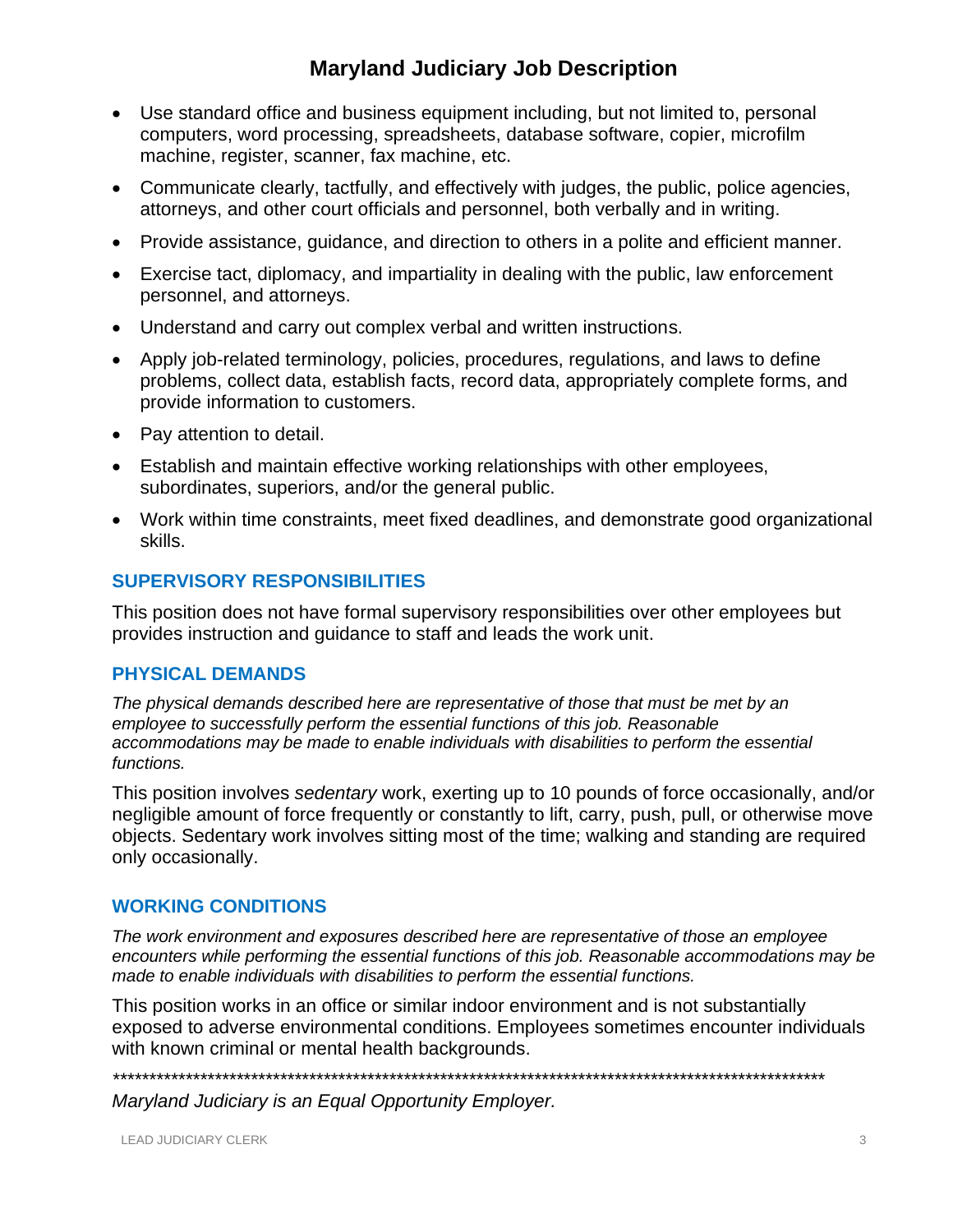- Use standard office and business equipment including, but not limited to, personal computers, word processing, spreadsheets, database software, copier, microfilm machine, register, scanner, fax machine, etc.
- Communicate clearly, tactfully, and effectively with judges, the public, police agencies, attorneys, and other court officials and personnel, both verbally and in writing.
- Provide assistance, guidance, and direction to others in a polite and efficient manner.
- Exercise tact, diplomacy, and impartiality in dealing with the public, law enforcement personnel, and attorneys.
- Understand and carry out complex verbal and written instructions.
- Apply job-related terminology, policies, procedures, regulations, and laws to define problems, collect data, establish facts, record data, appropriately complete forms, and provide information to customers.
- Pay attention to detail.
- Establish and maintain effective working relationships with other employees, subordinates, superiors, and/or the general public.
- Work within time constraints, meet fixed deadlines, and demonstrate good organizational skills.

## SUPERVISORY RESPONSIBILITIES

This position does not have formal supervisory responsibilities over other employees but provides instruction and guidance to staff and leads the work unit.

## PHYSICAL DEMANDS

*The physical demands described here are representative of those that must be met by an employee to successfully perform the essential functions of this job. Reasonable accommodations may be made to enable individuals with disabilities to perform the essential functions.*

This position involves *sedentary* work, exerting up to 10 pounds of force occasionally, and/or negligible amount of force frequently or constantly to lift, carry, push, pull, or otherwise move objects. Sedentary work involves sitting most of the time; walking and standing are required only occasionally.

## WORKING CONDITIONS

*The work environment and exposures described here are representative of those an employee encounters while performing the essential functions of this job. Reasonable accommodations may be made to enable individuals with disabilities to perform the essential functions.*

This position works in an office or similar indoor environment and is not substantially exposed to adverse environmental conditions. Employees sometimes encounter individuals with known criminal or mental health backgrounds.

****************************************************************************************************

*Maryland Judiciary is an Equal Opportunity Employer.*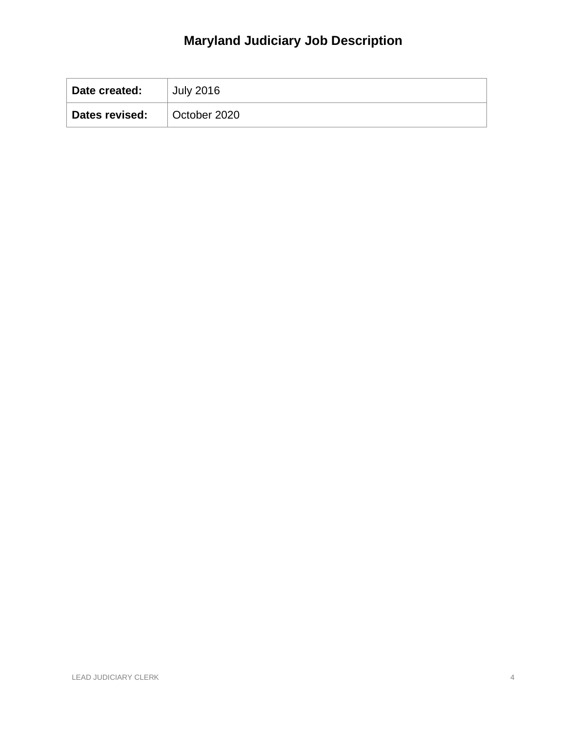# Maryland Judiciary Job Description

| | |
|---|---|
| **Date created:** | July 2016 |
| **Dates revised:** | October 2020 |